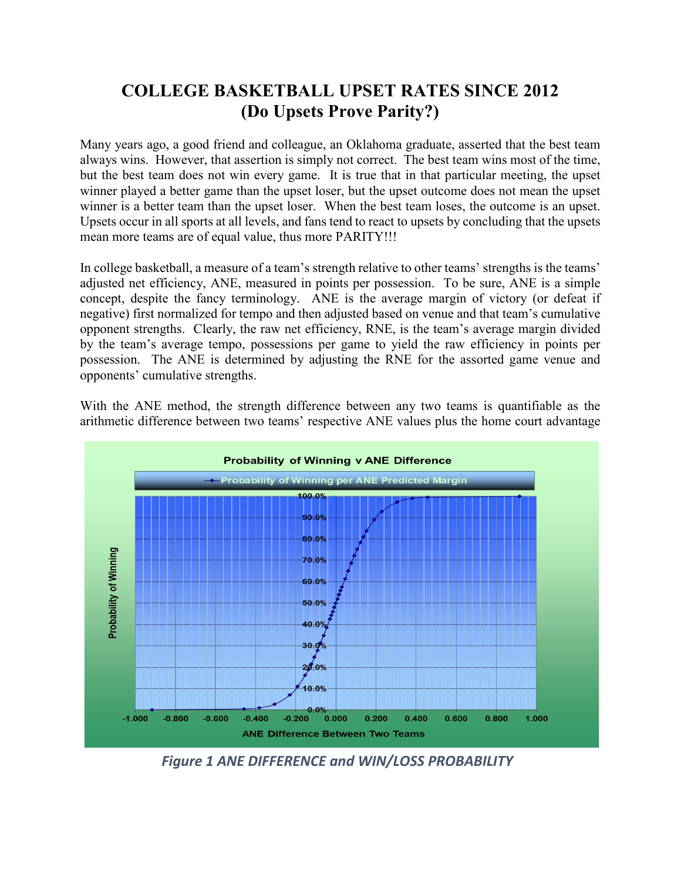# COLLEGE BASKETBALL UPSET RATES SINCE 2012
# (Do Upsets Prove Parity?)

Many years ago, a good friend and colleague, an Oklahoma graduate, asserted that the best team always wins. However, that assertion is simply not correct. The best team wins most of the time, but the best team does not win every game. It is true that in that particular meeting, the upset winner played a better game than the upset loser, but the upset outcome does not mean the upset winner is a better team than the upset loser. When the best team loses, the outcome is an upset. Upsets occur in all sports at all levels, and fans tend to react to upsets by concluding that the upsets mean more teams are of equal value, thus more PARITY!!!

In college basketball, a measure of a team's strength relative to other teams' strengths is the teams' adjusted net efficiency, ANE, measured in points per possession. To be sure, ANE is a simple concept, despite the fancy terminology. ANE is the average margin of victory (or defeat if negative) first normalized for tempo and then adjusted based on venue and that team's cumulative opponent strengths. Clearly, the raw net efficiency, RNE, is the team's average margin divided by the team's average tempo, possessions per game to yield the raw efficiency in points per possession. The ANE is determined by adjusting the RNE for the assorted game venue and opponents' cumulative strengths.

With the ANE method, the strength difference between any two teams is quantifiable as the arithmetic difference between two teams' respective ANE values plus the home court advantage

*Figure 1 ANE DIFFERENCE and WIN/LOSS PROBABILITY*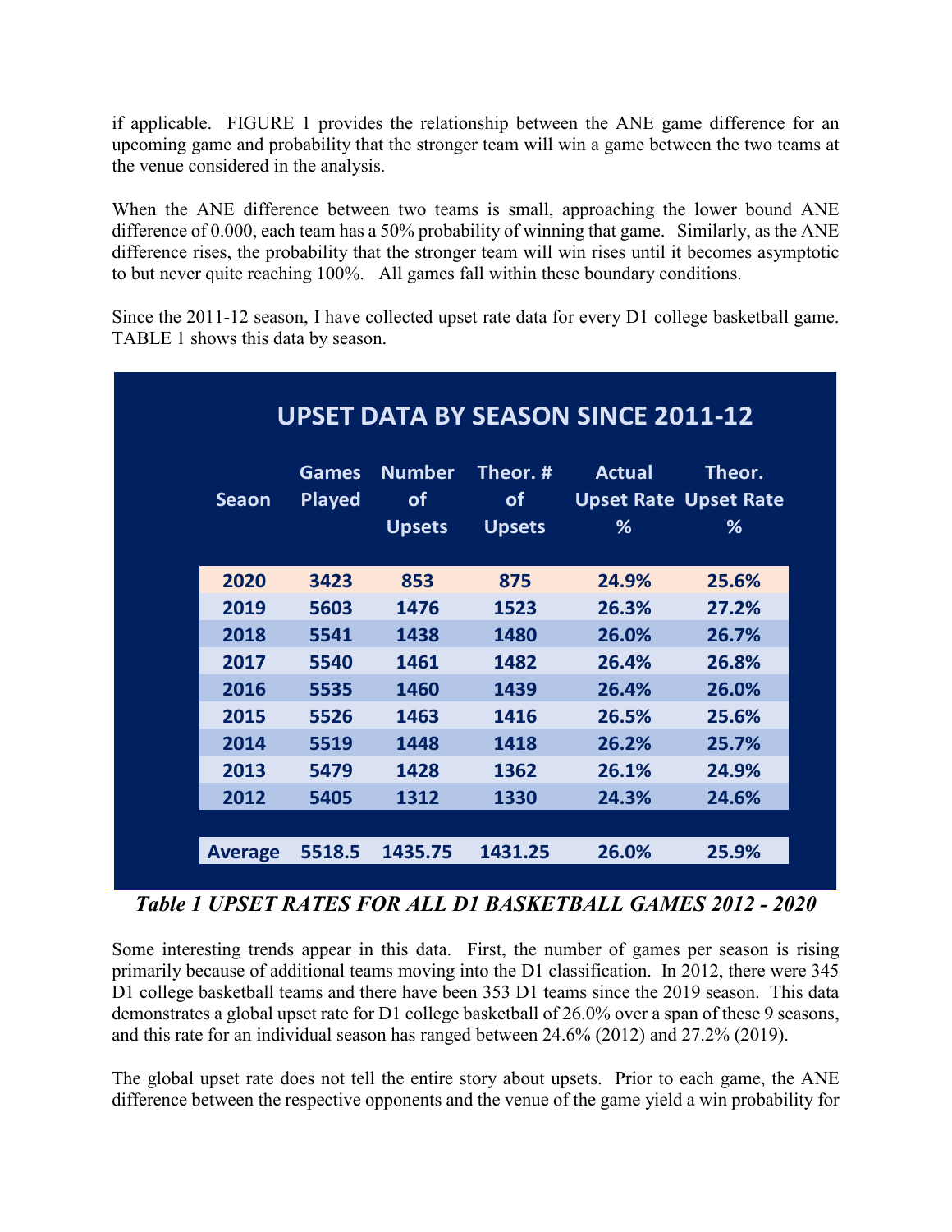if applicable. FIGURE 1 provides the relationship between the ANE game difference for an upcoming game and probability that the stronger team will win a game between the two teams at the venue considered in the analysis.

When the ANE difference between two teams is small, approaching the lower bound ANE difference of 0.000, each team has a 50% probability of winning that game. Similarly, as the ANE difference rises, the probability that the stronger team will win rises until it becomes asymptotic to but never quite reaching 100%. All games fall within these boundary conditions.

Since the 2011-12 season, I have collected upset rate data for every D1 college basketball game. TABLE 1 shows this data by season.

**UPSET DATA BY SEASON SINCE 2011-12**

| Seaon | Games Played | Number of Upsets | Theor. # of Upsets | Actual Upset Rate % | Theor. Upset Rate % |
|---|---|---|---|---|---|
| 2020 | 3423 | 853 | 875 | 24.9% | 25.6% |
| 2019 | 5603 | 1476 | 1523 | 26.3% | 27.2% |
| 2018 | 5541 | 1438 | 1480 | 26.0% | 26.7% |
| 2017 | 5540 | 1461 | 1482 | 26.4% | 26.8% |
| 2016 | 5535 | 1460 | 1439 | 26.4% | 26.0% |
| 2015 | 5526 | 1463 | 1416 | 26.5% | 25.6% |
| 2014 | 5519 | 1448 | 1418 | 26.2% | 25.7% |
| 2013 | 5479 | 1428 | 1362 | 26.1% | 24.9% |
| 2012 | 5405 | 1312 | 1330 | 24.3% | 24.6% |
| Average | 5518.5 | 1435.75 | 1431.25 | 26.0% | 25.9% |

***Table 1 UPSET RATES FOR ALL D1 BASKETBALL GAMES 2012 - 2020***

Some interesting trends appear in this data. First, the number of games per season is rising primarily because of additional teams moving into the D1 classification. In 2012, there were 345 D1 college basketball teams and there have been 353 D1 teams since the 2019 season. This data demonstrates a global upset rate for D1 college basketball of 26.0% over a span of these 9 seasons, and this rate for an individual season has ranged between 24.6% (2012) and 27.2% (2019).

The global upset rate does not tell the entire story about upsets. Prior to each game, the ANE difference between the respective opponents and the venue of the game yield a win probability for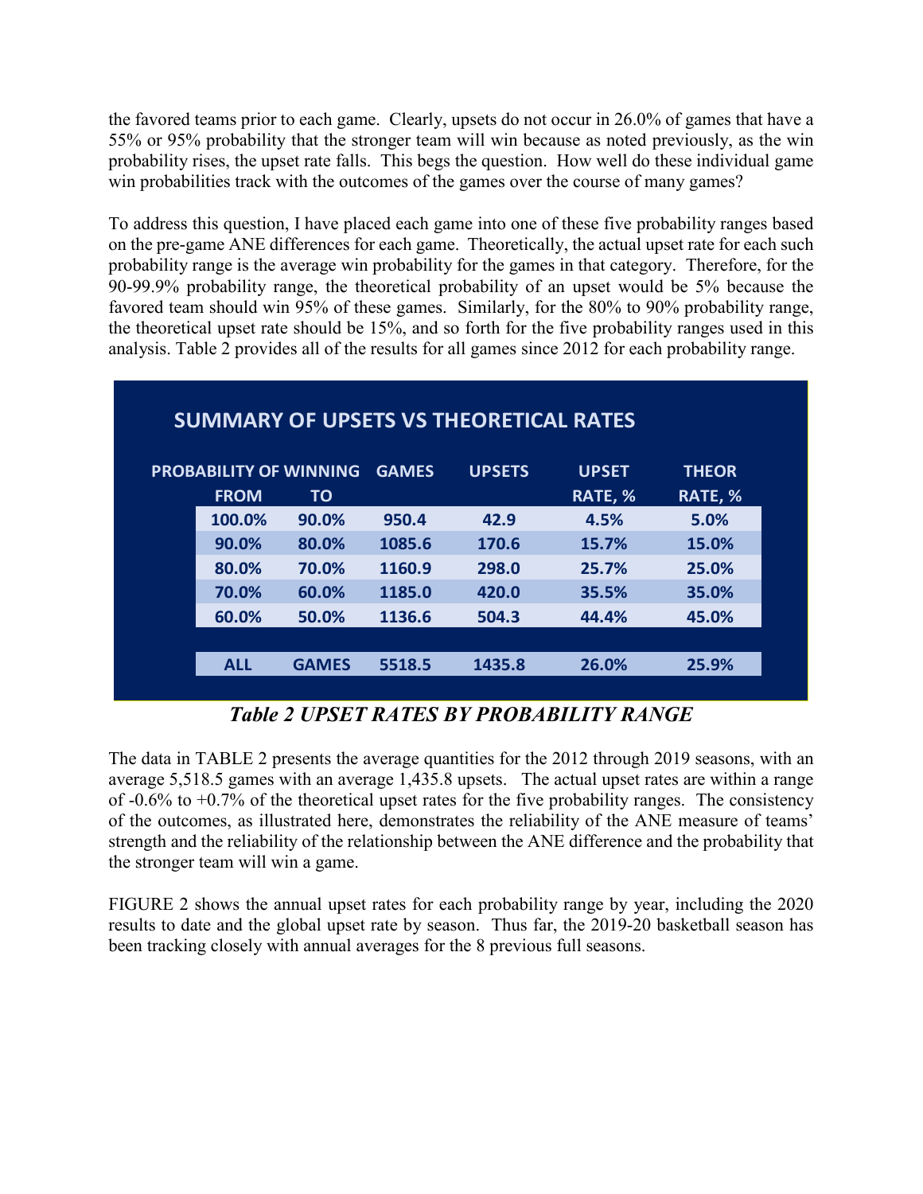the favored teams prior to each game. Clearly, upsets do not occur in 26.0% of games that have a 55% or 95% probability that the stronger team will win because as noted previously, as the win probability rises, the upset rate falls. This begs the question. How well do these individual game win probabilities track with the outcomes of the games over the course of many games?

To address this question, I have placed each game into one of these five probability ranges based on the pre-game ANE differences for each game. Theoretically, the actual upset rate for each such probability range is the average win probability for the games in that category. Therefore, for the 90-99.9% probability range, the theoretical probability of an upset would be 5% because the favored team should win 95% of these games. Similarly, for the 80% to 90% probability range, the theoretical upset rate should be 15%, and so forth for the five probability ranges used in this analysis. Table 2 provides all of the results for all games since 2012 for each probability range.

**SUMMARY OF UPSETS VS THEORETICAL RATES**

| PROBABILITY OF WINNING | | GAMES | UPSETS | UPSET | THEOR |
|---|---|---|---|---|---|
| FROM | TO | | | RATE, % | RATE, % |
| 100.0% | 90.0% | 950.4 | 42.9 | 4.5% | 5.0% |
| 90.0% | 80.0% | 1085.6 | 170.6 | 15.7% | 15.0% |
| 80.0% | 70.0% | 1160.9 | 298.0 | 25.7% | 25.0% |
| 70.0% | 60.0% | 1185.0 | 420.0 | 35.5% | 35.0% |
| 60.0% | 50.0% | 1136.6 | 504.3 | 44.4% | 45.0% |
| | | | | | |
| ALL | GAMES | 5518.5 | 1435.8 | 26.0% | 25.9% |

***Table 2 UPSET RATES BY PROBABILITY RANGE***

The data in TABLE 2 presents the average quantities for the 2012 through 2019 seasons, with an average 5,518.5 games with an average 1,435.8 upsets. The actual upset rates are within a range of -0.6% to +0.7% of the theoretical upset rates for the five probability ranges. The consistency of the outcomes, as illustrated here, demonstrates the reliability of the ANE measure of teams' strength and the reliability of the relationship between the ANE difference and the probability that the stronger team will win a game.

FIGURE 2 shows the annual upset rates for each probability range by year, including the 2020 results to date and the global upset rate by season. Thus far, the 2019-20 basketball season has been tracking closely with annual averages for the 8 previous full seasons.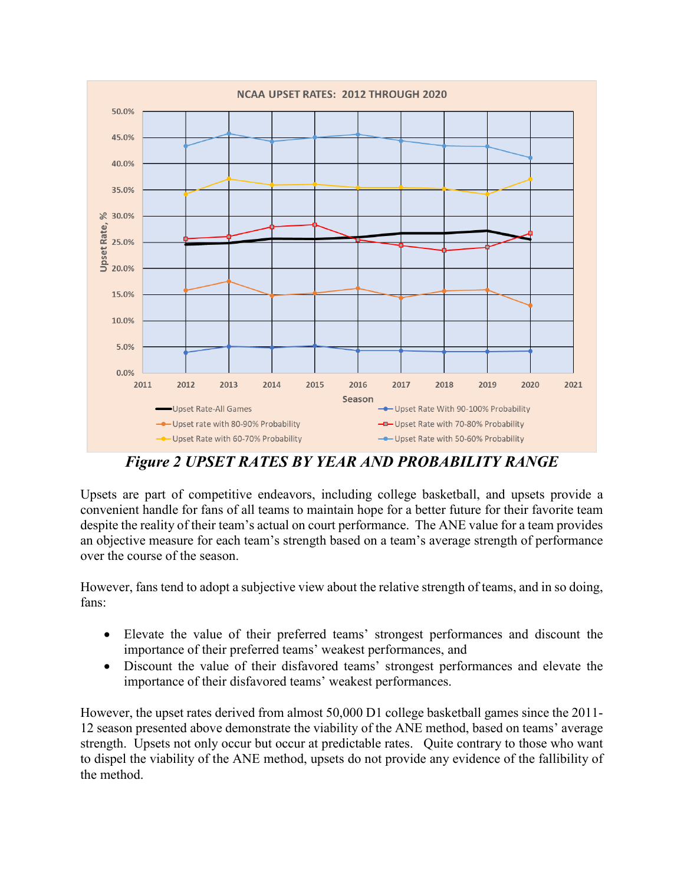*Figure 2 UPSET RATES BY YEAR AND PROBABILITY RANGE*

Upsets are part of competitive endeavors, including college basketball, and upsets provide a convenient handle for fans of all teams to maintain hope for a better future for their favorite team despite the reality of their team's actual on court performance. The ANE value for a team provides an objective measure for each team's strength based on a team's average strength of performance over the course of the season.

However, fans tend to adopt a subjective view about the relative strength of teams, and in so doing, fans:

- Elevate the value of their preferred teams' strongest performances and discount the importance of their preferred teams' weakest performances, and
- Discount the value of their disfavored teams' strongest performances and elevate the importance of their disfavored teams' weakest performances.

However, the upset rates derived from almost 50,000 D1 college basketball games since the 2011-12 season presented above demonstrate the viability of the ANE method, based on teams' average strength. Upsets not only occur but occur at predictable rates. Quite contrary to those who want to dispel the viability of the ANE method, upsets do not provide any evidence of the fallibility of the method.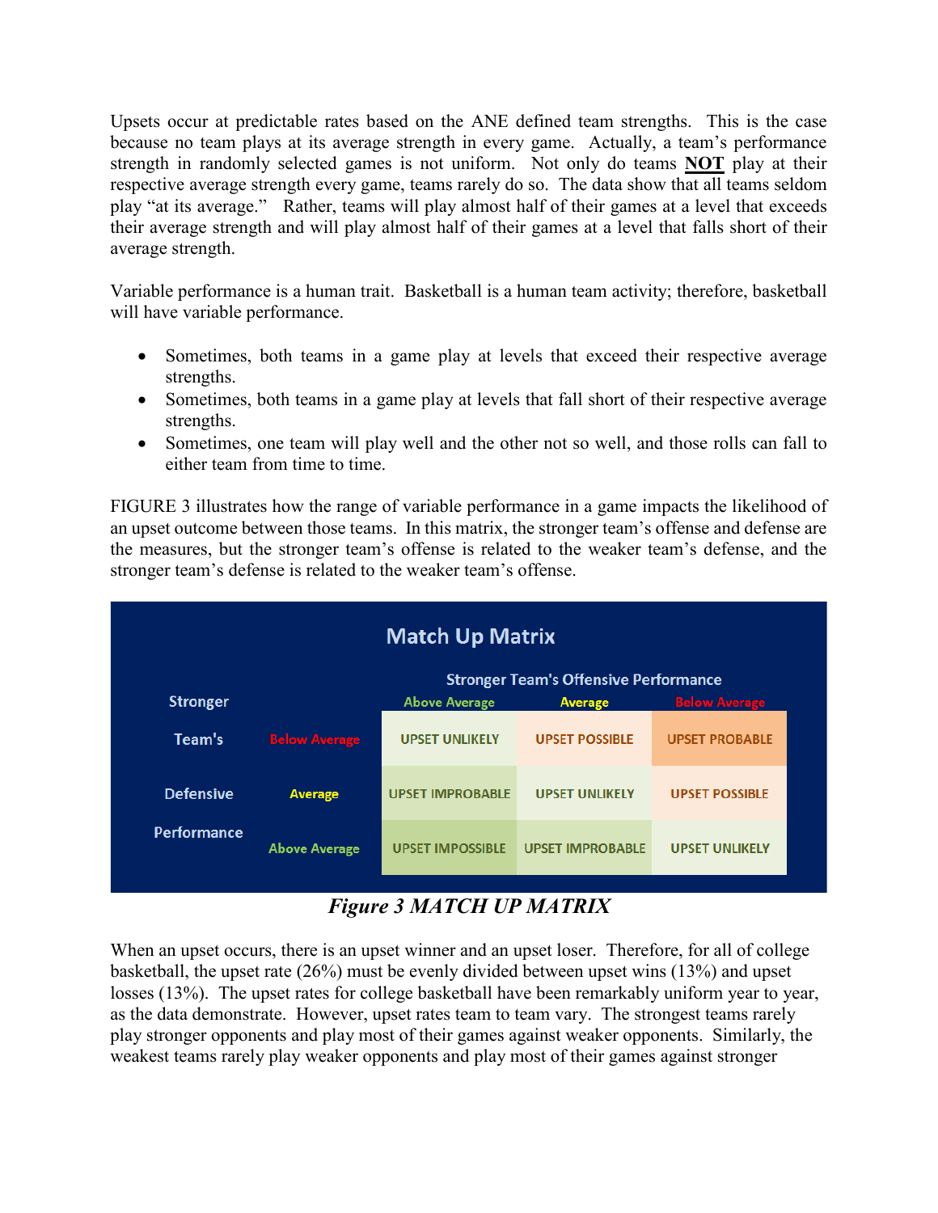Upsets occur at predictable rates based on the ANE defined team strengths. This is the case because no team plays at its average strength in every game. Actually, a team's performance strength in randomly selected games is not uniform. Not only do teams **NOT** play at their respective average strength every game, teams rarely do so. The data show that all teams seldom play "at its average." Rather, teams will play almost half of their games at a level that exceeds their average strength and will play almost half of their games at a level that falls short of their average strength.

Variable performance is a human trait. Basketball is a human team activity; therefore, basketball will have variable performance.

- Sometimes, both teams in a game play at levels that exceed their respective average strengths.
- Sometimes, both teams in a game play at levels that fall short of their respective average strengths.
- Sometimes, one team will play well and the other not so well, and those rolls can fall to either team from time to time.

FIGURE 3 illustrates how the range of variable performance in a game impacts the likelihood of an upset outcome between those teams. In this matrix, the stronger team's offense and defense are the measures, but the stronger team's offense is related to the weaker team's defense, and the stronger team's defense is related to the weaker team's offense.

**Match Up Matrix**

| Stronger Team's Defensive Performance | Stronger Team's Offensive Performance: Above Average | Average | Below Average |
|---|---|---|---|
| Below Average | UPSET UNLIKELY | UPSET POSSIBLE | UPSET PROBABLE |
| Average | UPSET IMPROBABLE | UPSET UNLIKELY | UPSET POSSIBLE |
| Above Average | UPSET IMPOSSIBLE | UPSET IMPROBABLE | UPSET UNLIKELY |

*Figure 3 MATCH UP MATRIX*

When an upset occurs, there is an upset winner and an upset loser. Therefore, for all of college basketball, the upset rate (26%) must be evenly divided between upset wins (13%) and upset losses (13%). The upset rates for college basketball have been remarkably uniform year to year, as the data demonstrate. However, upset rates team to team vary. The strongest teams rarely play stronger opponents and play most of their games against weaker opponents. Similarly, the weakest teams rarely play weaker opponents and play most of their games against stronger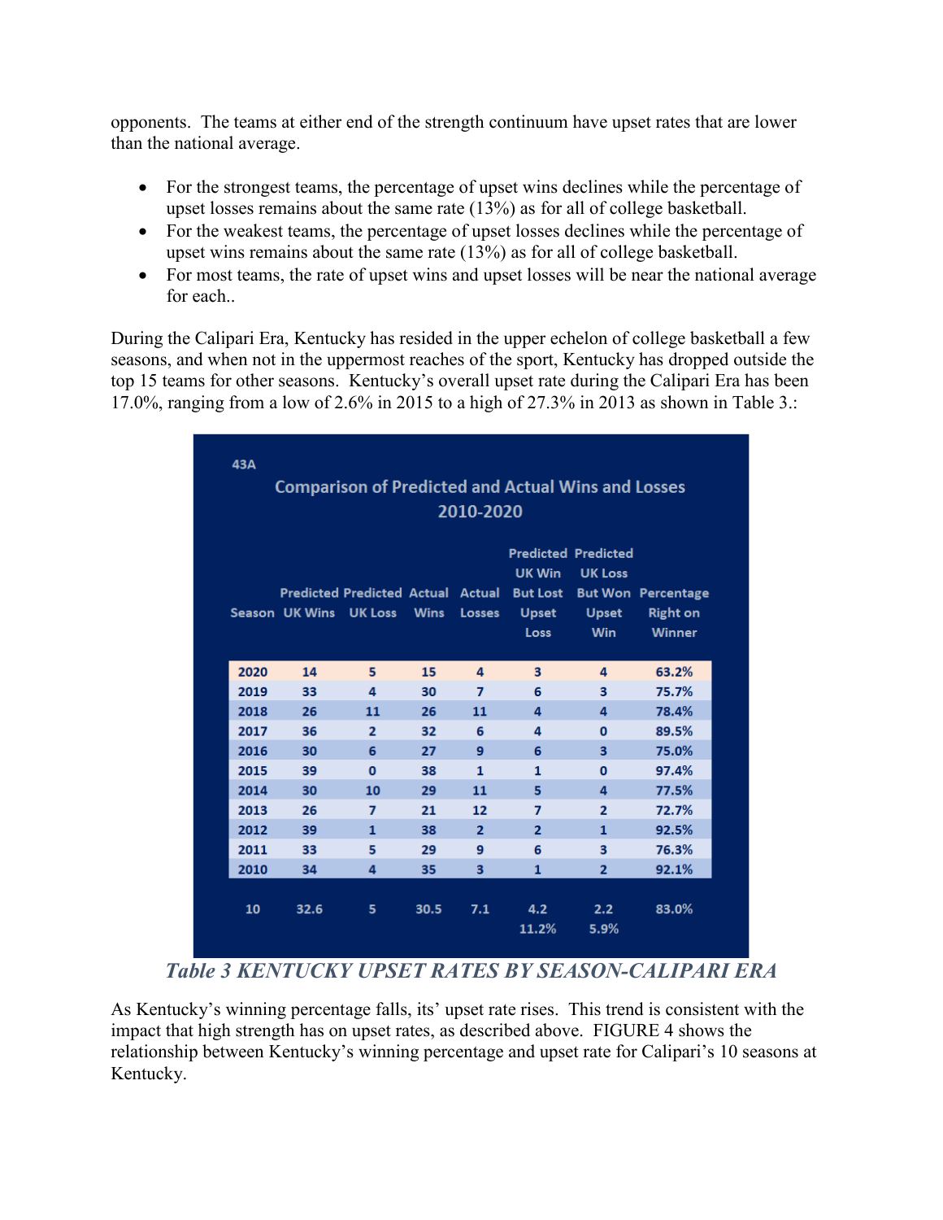opponents. The teams at either end of the strength continuum have upset rates that are lower than the national average.

- For the strongest teams, the percentage of upset wins declines while the percentage of upset losses remains about the same rate (13%) as for all of college basketball.
- For the weakest teams, the percentage of upset losses declines while the percentage of upset wins remains about the same rate (13%) as for all of college basketball.
- For most teams, the rate of upset wins and upset losses will be near the national average for each..

During the Calipari Era, Kentucky has resided in the upper echelon of college basketball a few seasons, and when not in the uppermost reaches of the sport, Kentucky has dropped outside the top 15 teams for other seasons. Kentucky's overall upset rate during the Calipari Era has been 17.0%, ranging from a low of 2.6% in 2015 to a high of 27.3% in 2013 as shown in Table 3.:

43A

**Comparison of Predicted and Actual Wins and Losses 2010-2020**

| Season | Predicted UK Wins | Predicted UK Loss | Actual Wins | Actual Losses | Predicted UK Win But Lost Upset Loss | Predicted UK Loss But Won Upset Win | Percentage Right on Winner |
|---|---|---|---|---|---|---|---|
| 2020 | 14 | 5 | 15 | 4 | 3 | 4 | 63.2% |
| 2019 | 33 | 4 | 30 | 7 | 6 | 3 | 75.7% |
| 2018 | 26 | 11 | 26 | 11 | 4 | 4 | 78.4% |
| 2017 | 36 | 2 | 32 | 6 | 4 | 0 | 89.5% |
| 2016 | 30 | 6 | 27 | 9 | 6 | 3 | 75.0% |
| 2015 | 39 | 0 | 38 | 1 | 1 | 0 | 97.4% |
| 2014 | 30 | 10 | 29 | 11 | 5 | 4 | 77.5% |
| 2013 | 26 | 7 | 21 | 12 | 7 | 2 | 72.7% |
| 2012 | 39 | 1 | 38 | 2 | 2 | 1 | 92.5% |
| 2011 | 33 | 5 | 29 | 9 | 6 | 3 | 76.3% |
| 2010 | 34 | 4 | 35 | 3 | 1 | 2 | 92.1% |
| 10 | 32.6 | 5 | 30.5 | 7.1 | 4.2 | 2.2 | 83.0% |
| | | | | | 11.2% | 5.9% | |

*Table 3 KENTUCKY UPSET RATES BY SEASON-CALIPARI ERA*

As Kentucky's winning percentage falls, its' upset rate rises. This trend is consistent with the impact that high strength has on upset rates, as described above. FIGURE 4 shows the relationship between Kentucky's winning percentage and upset rate for Calipari's 10 seasons at Kentucky.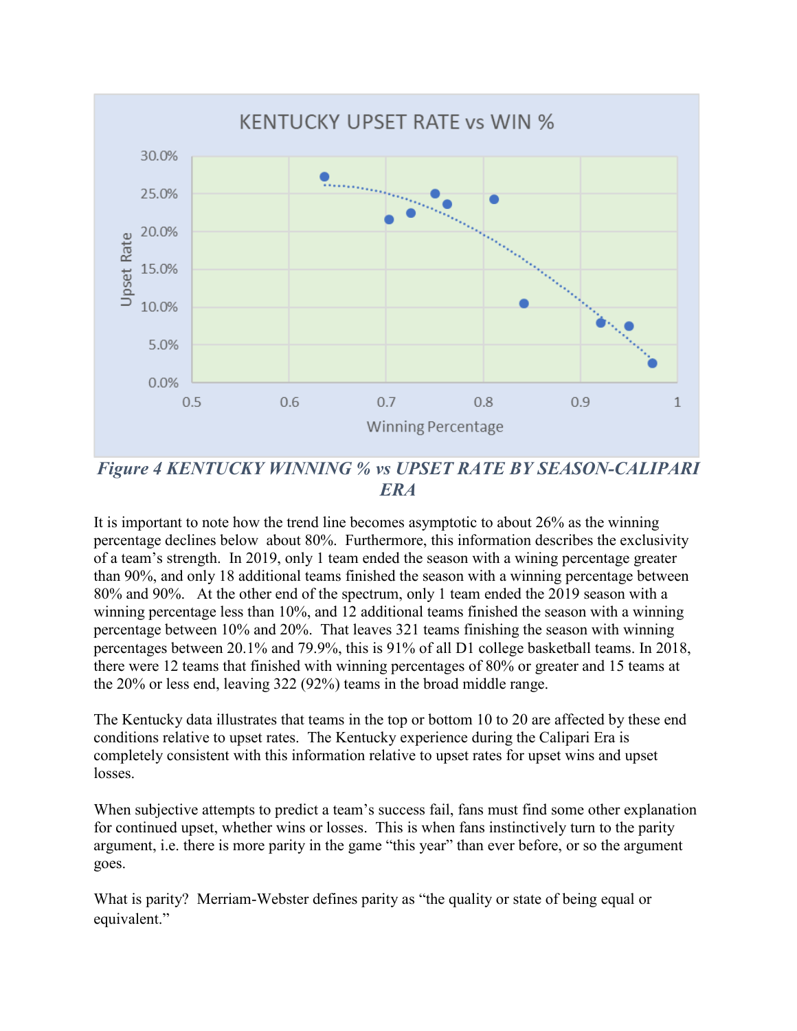*Figure 4 KENTUCKY WINNING % vs UPSET RATE BY SEASON-CALIPARI ERA*

It is important to note how the trend line becomes asymptotic to about 26% as the winning percentage declines below about 80%. Furthermore, this information describes the exclusivity of a team's strength. In 2019, only 1 team ended the season with a wining percentage greater than 90%, and only 18 additional teams finished the season with a winning percentage between 80% and 90%. At the other end of the spectrum, only 1 team ended the 2019 season with a winning percentage less than 10%, and 12 additional teams finished the season with a winning percentage between 10% and 20%. That leaves 321 teams finishing the season with winning percentages between 20.1% and 79.9%, this is 91% of all D1 college basketball teams. In 2018, there were 12 teams that finished with winning percentages of 80% or greater and 15 teams at the 20% or less end, leaving 322 (92%) teams in the broad middle range.

The Kentucky data illustrates that teams in the top or bottom 10 to 20 are affected by these end conditions relative to upset rates. The Kentucky experience during the Calipari Era is completely consistent with this information relative to upset rates for upset wins and upset losses.

When subjective attempts to predict a team's success fail, fans must find some other explanation for continued upset, whether wins or losses. This is when fans instinctively turn to the parity argument, i.e. there is more parity in the game "this year" than ever before, or so the argument goes.

What is parity? Merriam-Webster defines parity as "the quality or state of being equal or equivalent."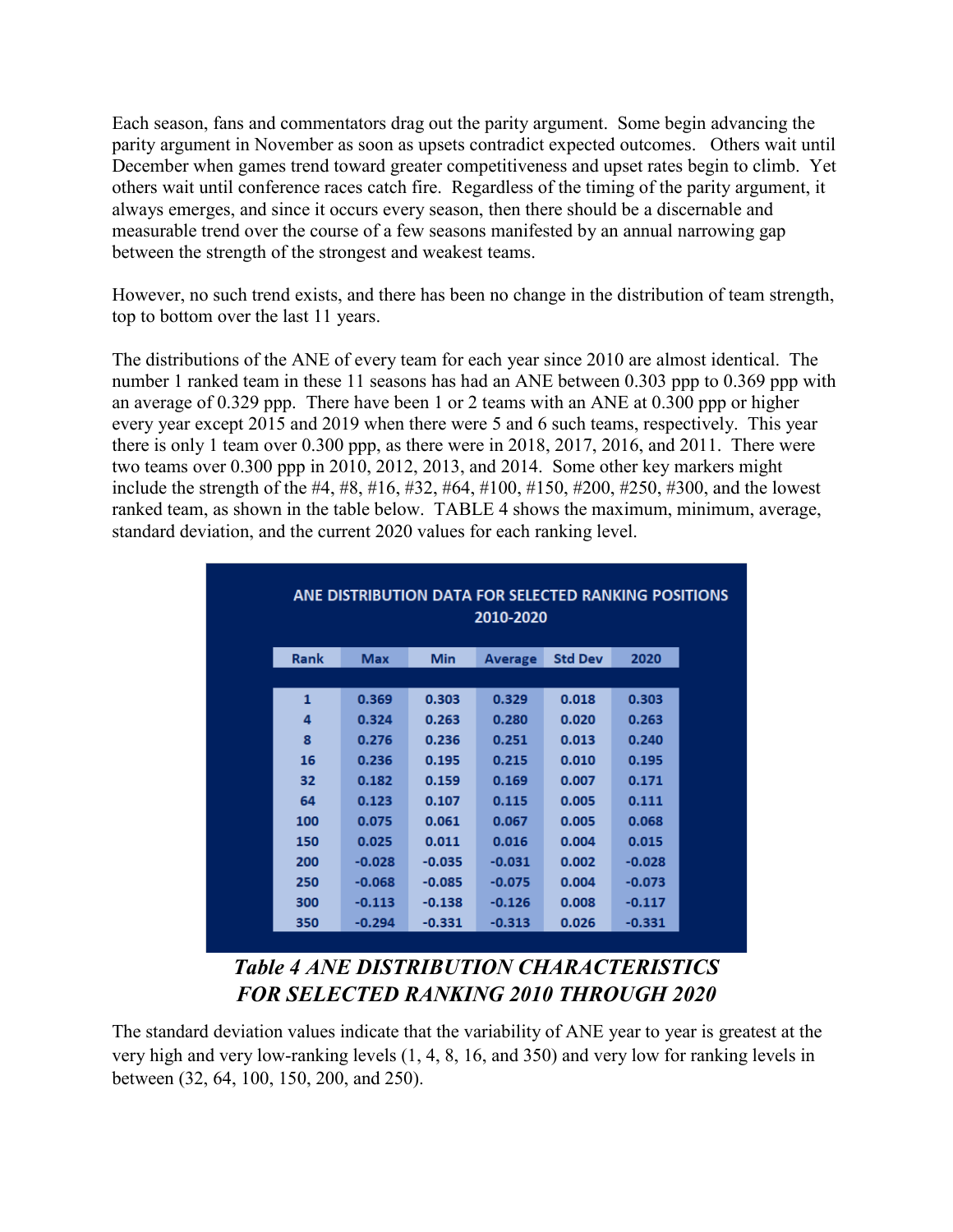Each season, fans and commentators drag out the parity argument. Some begin advancing the parity argument in November as soon as upsets contradict expected outcomes. Others wait until December when games trend toward greater competitiveness and upset rates begin to climb. Yet others wait until conference races catch fire. Regardless of the timing of the parity argument, it always emerges, and since it occurs every season, then there should be a discernable and measurable trend over the course of a few seasons manifested by an annual narrowing gap between the strength of the strongest and weakest teams.

However, no such trend exists, and there has been no change in the distribution of team strength, top to bottom over the last 11 years.

The distributions of the ANE of every team for each year since 2010 are almost identical. The number 1 ranked team in these 11 seasons has had an ANE between 0.303 ppp to 0.369 ppp with an average of 0.329 ppp. There have been 1 or 2 teams with an ANE at 0.300 ppp or higher every year except 2015 and 2019 when there were 5 and 6 such teams, respectively. This year there is only 1 team over 0.300 ppp, as there were in 2018, 2017, 2016, and 2011. There were two teams over 0.300 ppp in 2010, 2012, 2013, and 2014. Some other key markers might include the strength of the #4, #8, #16, #32, #64, #100, #150, #200, #250, #300, and the lowest ranked team, as shown in the table below. TABLE 4 shows the maximum, minimum, average, standard deviation, and the current 2020 values for each ranking level.

**ANE DISTRIBUTION DATA FOR SELECTED RANKING POSITIONS 2010-2020**

| Rank | Max | Min | Average | Std Dev | 2020 |
|---|---|---|---|---|---|
| 1 | 0.369 | 0.303 | 0.329 | 0.018 | 0.303 |
| 4 | 0.324 | 0.263 | 0.280 | 0.020 | 0.263 |
| 8 | 0.276 | 0.236 | 0.251 | 0.013 | 0.240 |
| 16 | 0.236 | 0.195 | 0.215 | 0.010 | 0.195 |
| 32 | 0.182 | 0.159 | 0.169 | 0.007 | 0.171 |
| 64 | 0.123 | 0.107 | 0.115 | 0.005 | 0.111 |
| 100 | 0.075 | 0.061 | 0.067 | 0.005 | 0.068 |
| 150 | 0.025 | 0.011 | 0.016 | 0.004 | 0.015 |
| 200 | -0.028 | -0.035 | -0.031 | 0.002 | -0.028 |
| 250 | -0.068 | -0.085 | -0.075 | 0.004 | -0.073 |
| 300 | -0.113 | -0.138 | -0.126 | 0.008 | -0.117 |
| 350 | -0.294 | -0.331 | -0.313 | 0.026 | -0.331 |

***Table 4 ANE DISTRIBUTION CHARACTERISTICS FOR SELECTED RANKING 2010 THROUGH 2020***

The standard deviation values indicate that the variability of ANE year to year is greatest at the very high and very low-ranking levels (1, 4, 8, 16, and 350) and very low for ranking levels in between (32, 64, 100, 150, 200, and 250).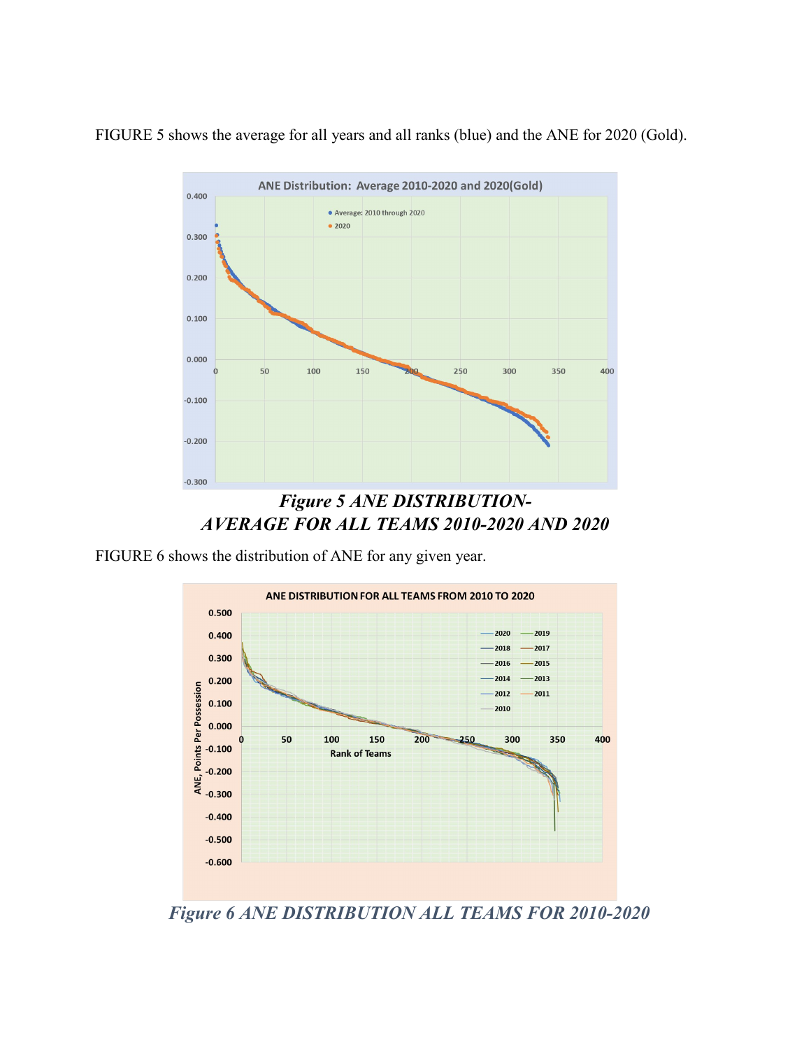FIGURE 5 shows the average for all years and all ranks (blue) and the ANE for 2020 (Gold).

*Figure 5 ANE DISTRIBUTION-*
*AVERAGE FOR ALL TEAMS 2010-2020 AND 2020*

FIGURE 6 shows the distribution of ANE for any given year.

*Figure 6 ANE DISTRIBUTION ALL TEAMS FOR 2010-2020*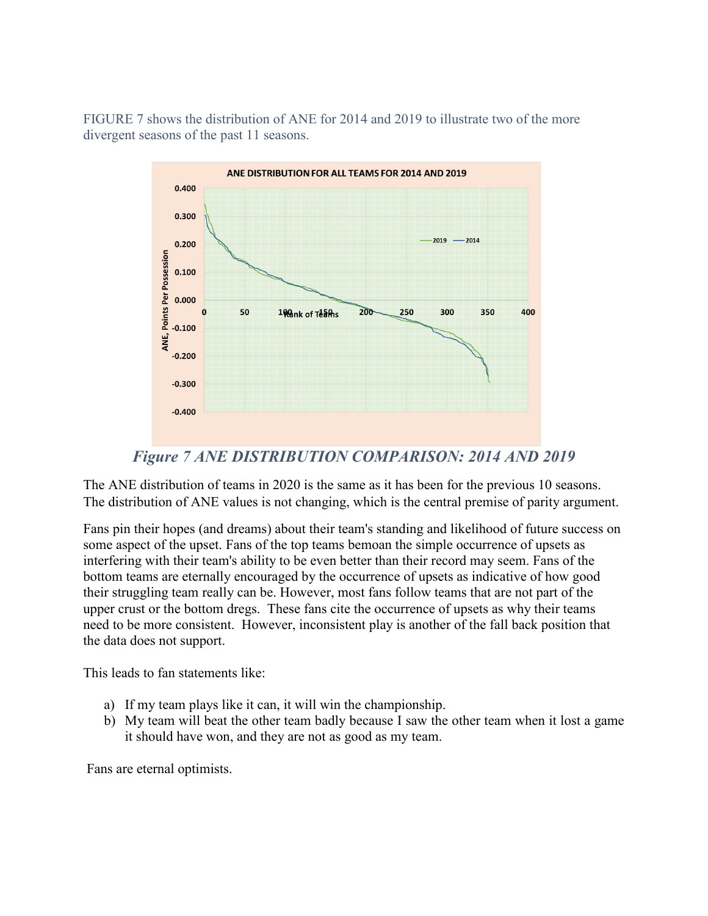FIGURE 7 shows the distribution of ANE for 2014 and 2019 to illustrate two of the more divergent seasons of the past 11 seasons.

ANE DISTRIBUTION FOR ALL TEAMS FOR 2014 AND 2019

ANE, Points Per Possession

0.400
0.300
0.200
0.100
0.000
-0.100
-0.200
-0.300
-0.400

Rank of Teams

0
50
100
150
200
250
300
350
400

2019 2014

*Figure 7 ANE DISTRIBUTION COMPARISON: 2014 AND 2019*

The ANE distribution of teams in 2020 is the same as it has been for the previous 10 seasons. The distribution of ANE values is not changing, which is the central premise of parity argument.

Fans pin their hopes (and dreams) about their team's standing and likelihood of future success on some aspect of the upset. Fans of the top teams bemoan the simple occurrence of upsets as interfering with their team's ability to be even better than their record may seem. Fans of the bottom teams are eternally encouraged by the occurrence of upsets as indicative of how good their struggling team really can be. However, most fans follow teams that are not part of the upper crust or the bottom dregs. These fans cite the occurrence of upsets as why their teams need to be more consistent. However, inconsistent play is another of the fall back position that the data does not support.

This leads to fan statements like:

a) If my team plays like it can, it will win the championship.
b) My team will beat the other team badly because I saw the other team when it lost a game it should have won, and they are not as good as my team.

Fans are eternal optimists.